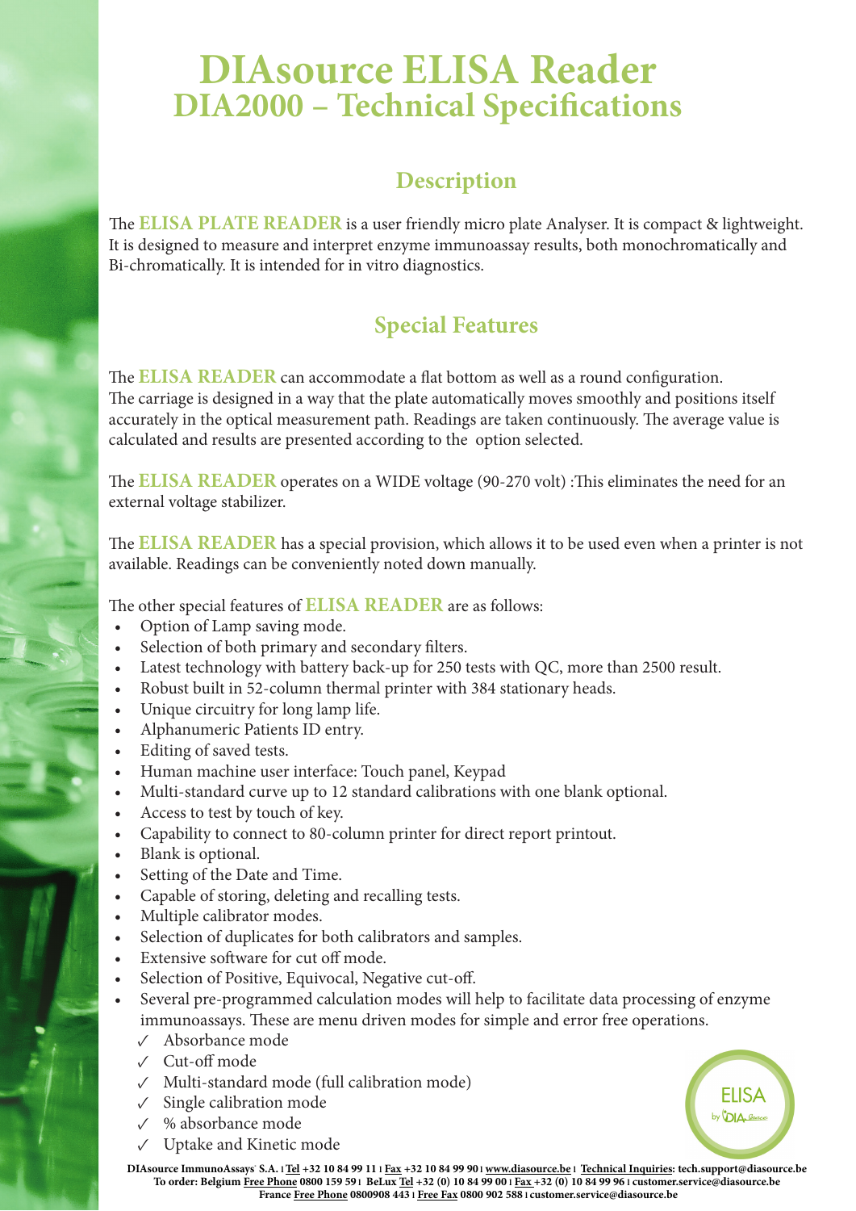# DIAsource ELISA Reader
## DIA2000 – Technical Specifications

### Description

The **ELISA PLATE READER** is a user friendly micro plate Analyser. It is compact & lightweight. It is designed to measure and interpret enzyme immunoassay results, both monochromatically and Bi-chromatically. It is intended for in vitro diagnostics.

### Special Features

The **ELISA READER** can accommodate a flat bottom as well as a round configuration. The carriage is designed in a way that the plate automatically moves smoothly and positions itself accurately in the optical measurement path. Readings are taken continuously. The average value is calculated and results are presented according to the option selected.

The **ELISA READER** operates on a WIDE voltage (90-270 volt) :This eliminates the need for an external voltage stabilizer.

The **ELISA READER** has a special provision, which allows it to be used even when a printer is not available. Readings can be conveniently noted down manually.

The other special features of **ELISA READER** are as follows:

- Option of Lamp saving mode.
- Selection of both primary and secondary filters.
- Latest technology with battery back-up for 250 tests with QC, more than 2500 result.
- Robust built in 52-column thermal printer with 384 stationary heads.
- Unique circuitry for long lamp life.
- Alphanumeric Patients ID entry.
- Editing of saved tests.
- Human machine user interface: Touch panel, Keypad
- Multi-standard curve up to 12 standard calibrations with one blank optional.
- Access to test by touch of key.
- Capability to connect to 80-column printer for direct report printout.
- Blank is optional.
- Setting of the Date and Time.
- Capable of storing, deleting and recalling tests.
- Multiple calibrator modes.
- Selection of duplicates for both calibrators and samples.
- Extensive software for cut off mode.
- Selection of Positive, Equivocal, Negative cut-off.
- Several pre-programmed calculation modes will help to facilitate data processing of enzyme immunoassays. These are menu driven modes for simple and error free operations.
  - ✓ Absorbance mode
  - ✓ Cut-off mode
  - ✓ Multi-standard mode (full calibration mode)
  - ✓ Single calibration mode
  - ✓ % absorbance mode
  - ✓ Uptake and Kinetic mode

ELISA by DIAsource

DIAsource ImmunoAssays S.A. | Tel +32 10 84 99 11 | Fax +32 10 84 99 90 | www.diasource.be | Technical Inquiries: tech.support@diasource.be
To order: Belgium Free Phone 0800 159 59 | BeLux Tel +32 (0) 10 84 99 00 | Fax +32 (0) 10 84 99 96 | customer.service@diasource.be
France Free Phone 0800908 443 | Free Fax 0800 902 588 | customer.service@diasource.be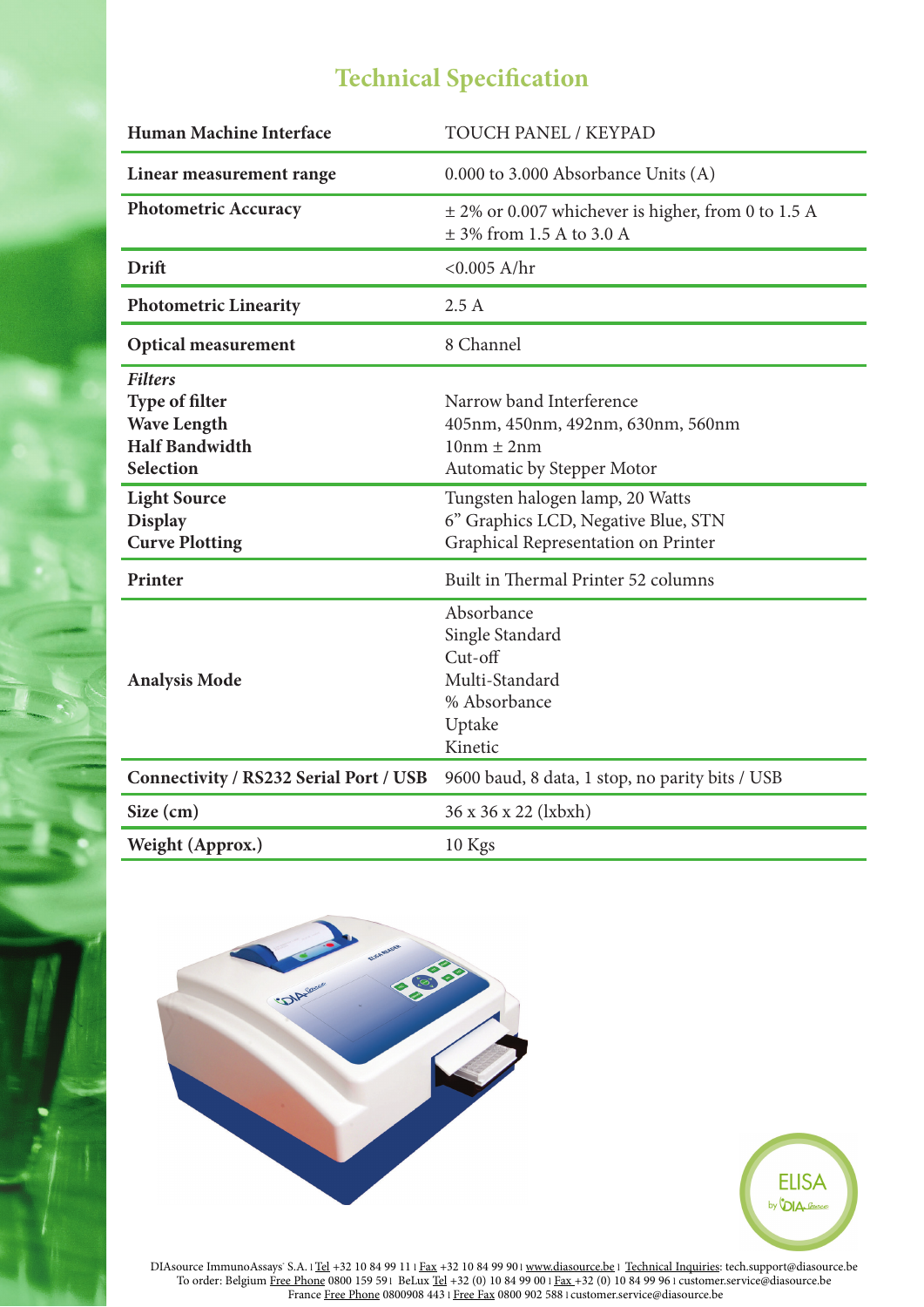## Technical Specification

| | |
|---|---|
| **Human Machine Interface** | TOUCH PANEL / KEYPAD |
| **Linear measurement range** | 0.000 to 3.000 Absorbance Units (A) |
| **Photometric Accuracy** | ± 2% or 0.007 whichever is higher, from 0 to 1.5 A<br>± 3% from 1.5 A to 3.0 A |
| **Drift** | <0.005 A/hr |
| **Photometric Linearity** | 2.5 A |
| **Optical measurement** | 8 Channel |
| ***Filters***<br>**Type of filter**<br>**Wave Length**<br>**Half Bandwidth**<br>**Selection** | <br>Narrow band Interference<br>405nm, 450nm, 492nm, 630nm, 560nm<br>10nm ± 2nm<br>Automatic by Stepper Motor |
| **Light Source**<br>**Display**<br>**Curve Plotting** | Tungsten halogen lamp, 20 Watts<br>6" Graphics LCD, Negative Blue, STN<br>Graphical Representation on Printer |
| **Printer** | Built in Thermal Printer 52 columns |
| **Analysis Mode** | Absorbance<br>Single Standard<br>Cut-off<br>Multi-Standard<br>% Absorbance<br>Uptake<br>Kinetic |
| **Connectivity / RS232 Serial Port / USB** | 9600 baud, 8 data, 1 stop, no parity bits / USB |
| **Size (cm)** | 36 x 36 x 22 (lxbxh) |
| **Weight (Approx.)** | 10 Kgs |

ELISA by DIAsource

DIAsource ImmunoAssays S.A. | Tel +32 10 84 99 11 | Fax +32 10 84 99 90 | www.diasource.be | Technical Inquiries: tech.support@diasource.be
To order: Belgium Free Phone 0800 159 59 | BeLux Tel +32 (0) 10 84 99 00 | Fax +32 (0) 10 84 99 96 | customer.service@diasource.be
France Free Phone 0800908 443 | Free Fax 0800 902 588 | customer.service@diasource.be